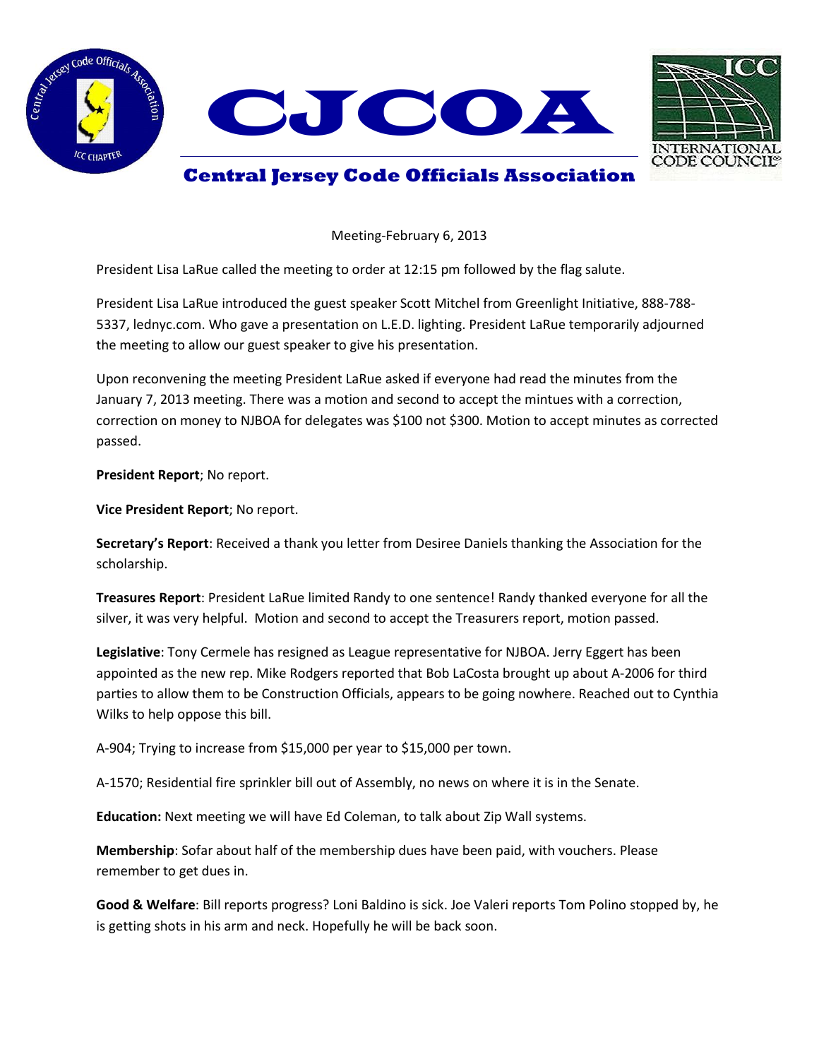# CJCOA

## Central Jersey Code Officials Association

Meeting-February 6, 2013

President Lisa LaRue called the meeting to order at 12:15 pm followed by the flag salute.

President Lisa LaRue introduced the guest speaker Scott Mitchel from Greenlight Initiative, 888-788-5337, lednyc.com. Who gave a presentation on L.E.D. lighting. President LaRue temporarily adjourned the meeting to allow our guest speaker to give his presentation.

Upon reconvening the meeting President LaRue asked if everyone had read the minutes from the January 7, 2013 meeting. There was a motion and second to accept the mintues with a correction, correction on money to NJBOA for delegates was $100 not $300. Motion to accept minutes as corrected passed.

**President Report**; No report.

**Vice President Report**; No report.

**Secretary's Report**: Received a thank you letter from Desiree Daniels thanking the Association for the scholarship.

**Treasures Report**: President LaRue limited Randy to one sentence! Randy thanked everyone for all the silver, it was very helpful. Motion and second to accept the Treasurers report, motion passed.

**Legislative**: Tony Cermele has resigned as League representative for NJBOA. Jerry Eggert has been appointed as the new rep. Mike Rodgers reported that Bob LaCosta brought up about A-2006 for third parties to allow them to be Construction Officials, appears to be going nowhere. Reached out to Cynthia Wilks to help oppose this bill.

A-904; Trying to increase from $15,000 per year to $15,000 per town.

A-1570; Residential fire sprinkler bill out of Assembly, no news on where it is in the Senate.

**Education:** Next meeting we will have Ed Coleman, to talk about Zip Wall systems.

**Membership**: Sofar about half of the membership dues have been paid, with vouchers. Please remember to get dues in.

**Good & Welfare**: Bill reports progress? Loni Baldino is sick. Joe Valeri reports Tom Polino stopped by, he is getting shots in his arm and neck. Hopefully he will be back soon.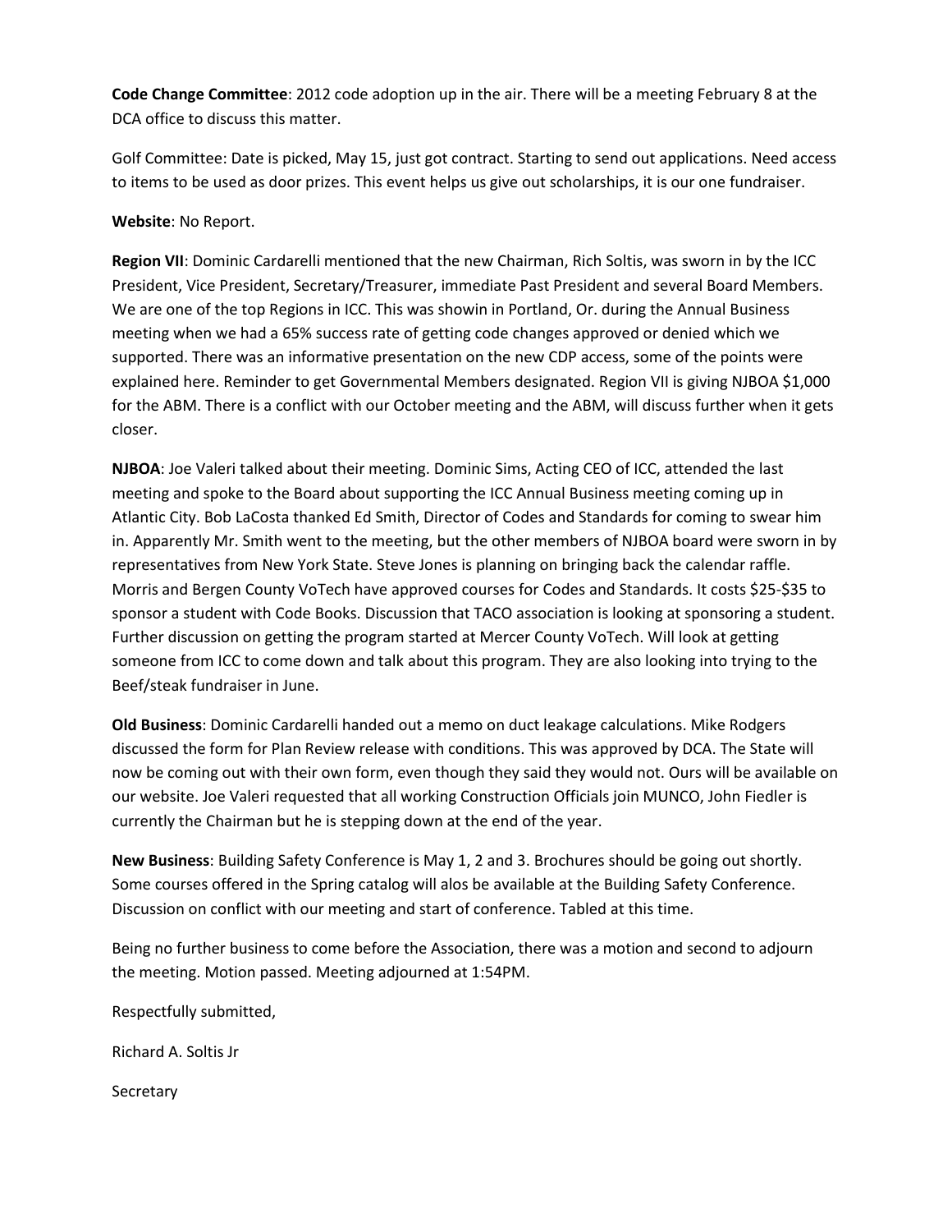**Code Change Committee**: 2012 code adoption up in the air. There will be a meeting February 8 at the DCA office to discuss this matter.

Golf Committee: Date is picked, May 15, just got contract. Starting to send out applications. Need access to items to be used as door prizes. This event helps us give out scholarships, it is our one fundraiser.

**Website**: No Report.

**Region VII**: Dominic Cardarelli mentioned that the new Chairman, Rich Soltis, was sworn in by the ICC President, Vice President, Secretary/Treasurer, immediate Past President and several Board Members. We are one of the top Regions in ICC. This was showin in Portland, Or. during the Annual Business meeting when we had a 65% success rate of getting code changes approved or denied which we supported. There was an informative presentation on the new CDP access, some of the points were explained here. Reminder to get Governmental Members designated. Region VII is giving NJBOA $1,000 for the ABM. There is a conflict with our October meeting and the ABM, will discuss further when it gets closer.

**NJBOA**: Joe Valeri talked about their meeting. Dominic Sims, Acting CEO of ICC, attended the last meeting and spoke to the Board about supporting the ICC Annual Business meeting coming up in Atlantic City. Bob LaCosta thanked Ed Smith, Director of Codes and Standards for coming to swear him in. Apparently Mr. Smith went to the meeting, but the other members of NJBOA board were sworn in by representatives from New York State. Steve Jones is planning on bringing back the calendar raffle. Morris and Bergen County VoTech have approved courses for Codes and Standards. It costs $25-$35 to sponsor a student with Code Books. Discussion that TACO association is looking at sponsoring a student. Further discussion on getting the program started at Mercer County VoTech. Will look at getting someone from ICC to come down and talk about this program. They are also looking into trying to the Beef/steak fundraiser in June.

**Old Business**: Dominic Cardarelli handed out a memo on duct leakage calculations. Mike Rodgers discussed the form for Plan Review release with conditions. This was approved by DCA. The State will now be coming out with their own form, even though they said they would not. Ours will be available on our website. Joe Valeri requested that all working Construction Officials join MUNCO, John Fiedler is currently the Chairman but he is stepping down at the end of the year.

**New Business**: Building Safety Conference is May 1, 2 and 3. Brochures should be going out shortly. Some courses offered in the Spring catalog will alos be available at the Building Safety Conference. Discussion on conflict with our meeting and start of conference. Tabled at this time.

Being no further business to come before the Association, there was a motion and second to adjourn the meeting. Motion passed. Meeting adjourned at 1:54PM.

Respectfully submitted,

Richard A. Soltis Jr

Secretary